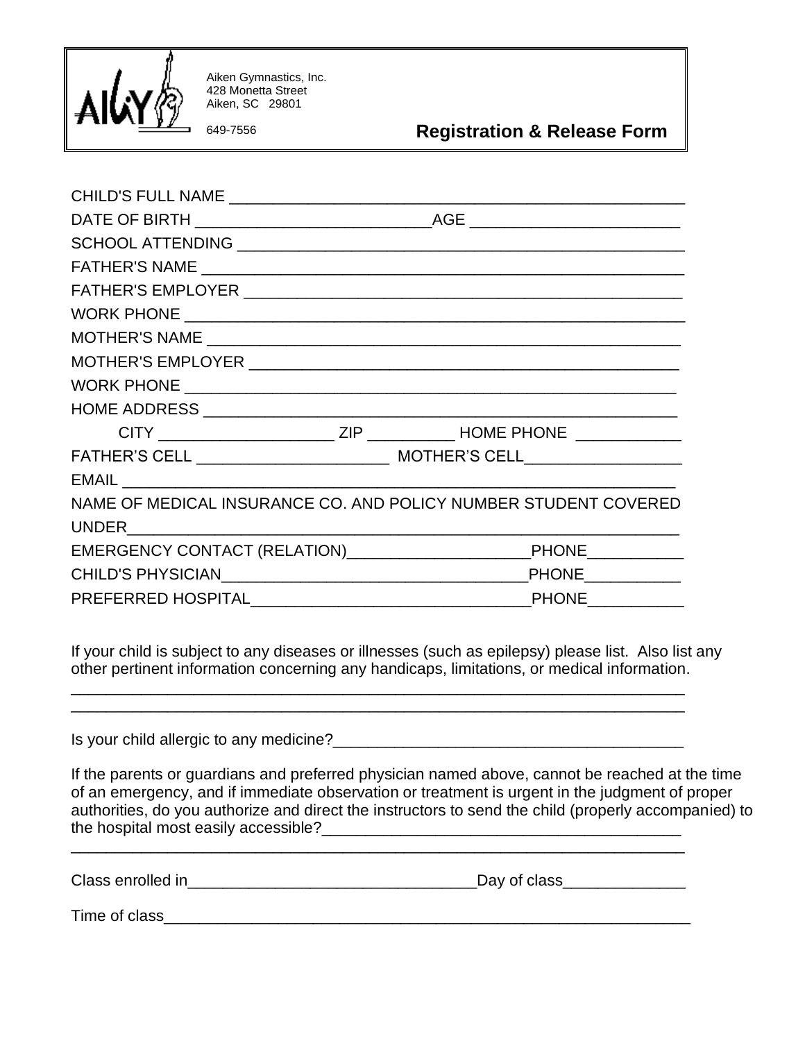Aiken Gymnastics, Inc.
428 Monetta Street
Aiken, SC 29801

649-7556

# Registration & Release Form

CHILD'S FULL NAME ____________________________________________________

DATE OF BIRTH ___________________________AGE _______________________

SCHOOL ATTENDING ___________________________________________________

FATHER'S NAME ______________________________________________________

FATHER'S EMPLOYER ___________________________________________________

WORK PHONE _________________________________________________________

MOTHER'S NAME ______________________________________________________

MOTHER'S EMPLOYER ___________________________________________________

WORK PHONE ________________________________________________________

HOME ADDRESS ______________________________________________________

CITY ___________________ ZIP __________ HOME PHONE ____________

FATHER'S CELL ______________________ MOTHER'S CELL_________________

EMAIL ____________________________________________________________

NAME OF MEDICAL INSURANCE CO. AND POLICY NUMBER STUDENT COVERED UNDER____________________________________________________________

EMERGENCY CONTACT (RELATION)____________________PHONE___________

CHILD'S PHYSICIAN__________________________________PHONE___________

PREFERRED HOSPITAL________________________________PHONE___________

If your child is subject to any diseases or illnesses (such as epilepsy) please list. Also list any other pertinent information concerning any handicaps, limitations, or medical information.

______________________________________________________________________

______________________________________________________________________

Is your child allergic to any medicine?_______________________________________

If the parents or guardians and preferred physician named above, cannot be reached at the time of an emergency, and if immediate observation or treatment is urgent in the judgment of proper authorities, do you authorize and direct the instructors to send the child (properly accompanied) to the hospital most easily accessible?________________________________________

______________________________________________________________________

Class enrolled in________________________________Day of class_____________

Time of class____________________________________________________________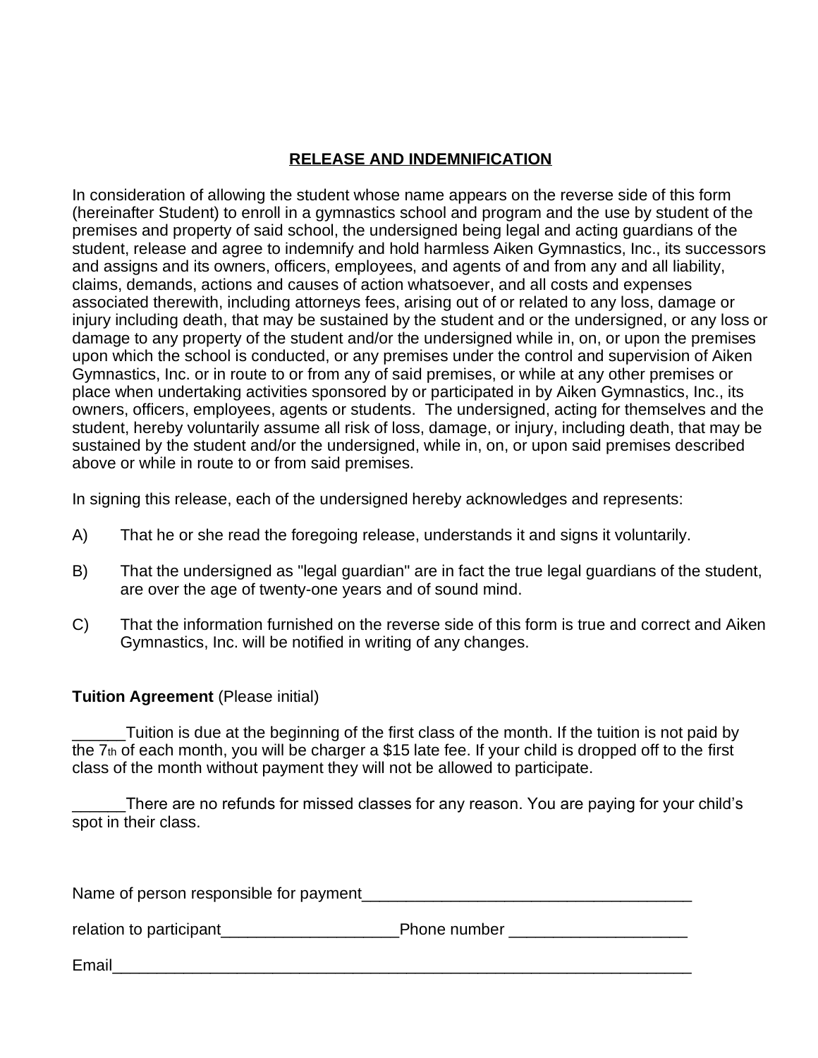## RELEASE AND INDEMNIFICATION

In consideration of allowing the student whose name appears on the reverse side of this form (hereinafter Student) to enroll in a gymnastics school and program and the use by student of the premises and property of said school, the undersigned being legal and acting guardians of the student, release and agree to indemnify and hold harmless Aiken Gymnastics, Inc., its successors and assigns and its owners, officers, employees, and agents of and from any and all liability, claims, demands, actions and causes of action whatsoever, and all costs and expenses associated therewith, including attorneys fees, arising out of or related to any loss, damage or injury including death, that may be sustained by the student and or the undersigned, or any loss or damage to any property of the student and/or the undersigned while in, on, or upon the premises upon which the school is conducted, or any premises under the control and supervision of Aiken Gymnastics, Inc. or in route to or from any of said premises, or while at any other premises or place when undertaking activities sponsored by or participated in by Aiken Gymnastics, Inc., its owners, officers, employees, agents or students. The undersigned, acting for themselves and the student, hereby voluntarily assume all risk of loss, damage, or injury, including death, that may be sustained by the student and/or the undersigned, while in, on, or upon said premises described above or while in route to or from said premises.

In signing this release, each of the undersigned hereby acknowledges and represents:

A) That he or she read the foregoing release, understands it and signs it voluntarily.

B) That the undersigned as "legal guardian" are in fact the true legal guardians of the student, are over the age of twenty-one years and of sound mind.

C) That the information furnished on the reverse side of this form is true and correct and Aiken Gymnastics, Inc. will be notified in writing of any changes.

**Tuition Agreement** (Please initial)

______Tuition is due at the beginning of the first class of the month. If the tuition is not paid by the 7th of each month, you will be charger a $15 late fee. If your child is dropped off to the first class of the month without payment they will not be allowed to participate.

______There are no refunds for missed classes for any reason. You are paying for your child's spot in their class.

Name of person responsible for payment______________________________________

relation to participant____________________Phone number ____________________

Email_________________________________________________________________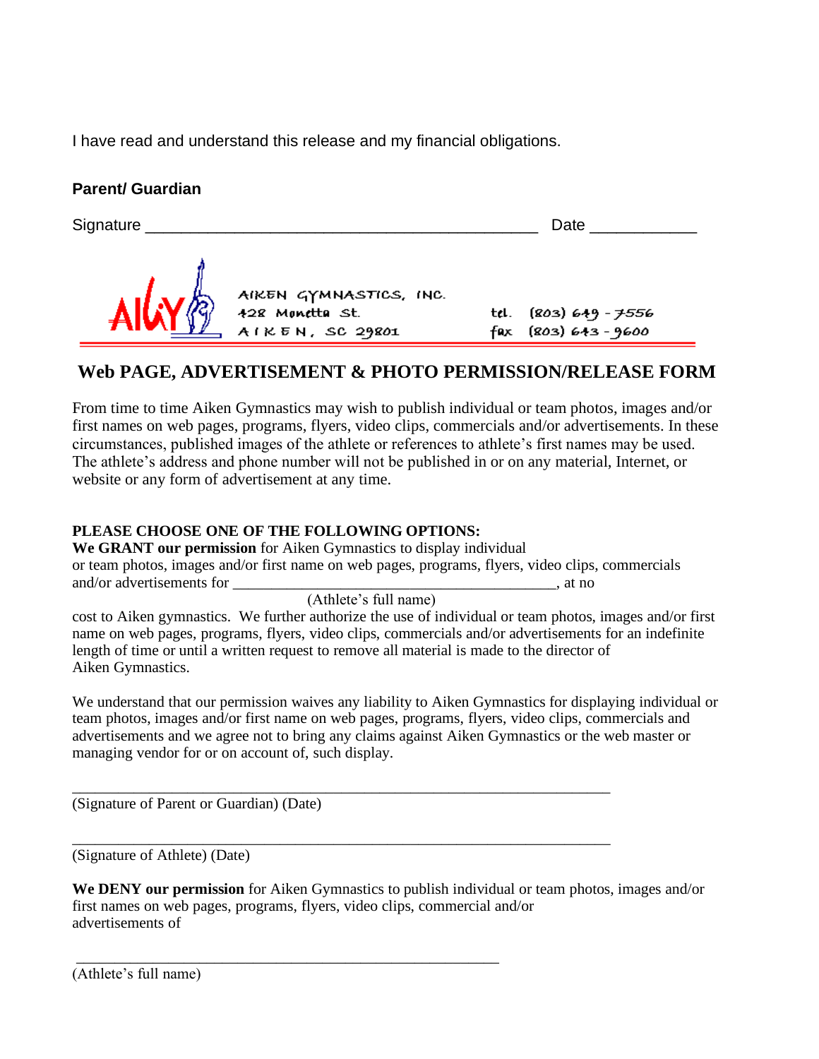I have read and understand this release and my financial obligations.

**Parent/ Guardian**

Signature _____________________________________________ Date ____________

AIKEN GYMNASTICS, INC.
428 Monetta St.
AIKEN, SC 29801

tel. (803) 649 - 7556
fax (803) 643 - 9600

## Web PAGE, ADVERTISEMENT & PHOTO PERMISSION/RELEASE FORM

From time to time Aiken Gymnastics may wish to publish individual or team photos, images and/or first names on web pages, programs, flyers, video clips, commercials and/or advertisements. In these circumstances, published images of the athlete or references to athlete's first names may be used. The athlete's address and phone number will not be published in or on any material, Internet, or website or any form of advertisement at any time.

**PLEASE CHOOSE ONE OF THE FOLLOWING OPTIONS:**

**We GRANT our permission** for Aiken Gymnastics to display individual or team photos, images and/or first name on web pages, programs, flyers, video clips, commercials and/or advertisements for ____________________________________________, at no
(Athlete's full name)
cost to Aiken gymnastics. We further authorize the use of individual or team photos, images and/or first name on web pages, programs, flyers, video clips, commercials and/or advertisements for an indefinite length of time or until a written request to remove all material is made to the director of Aiken Gymnastics.

We understand that our permission waives any liability to Aiken Gymnastics for displaying individual or team photos, images and/or first name on web pages, programs, flyers, video clips, commercials and advertisements and we agree not to bring any claims against Aiken Gymnastics or the web master or managing vendor for or on account of, such display.

___________________________________________________________________________
(Signature of Parent or Guardian) (Date)

___________________________________________________________________________
(Signature of Athlete) (Date)

**We DENY our permission** for Aiken Gymnastics to publish individual or team photos, images and/or first names on web pages, programs, flyers, video clips, commercial and/or advertisements of

___________________________________________________________
(Athlete's full name)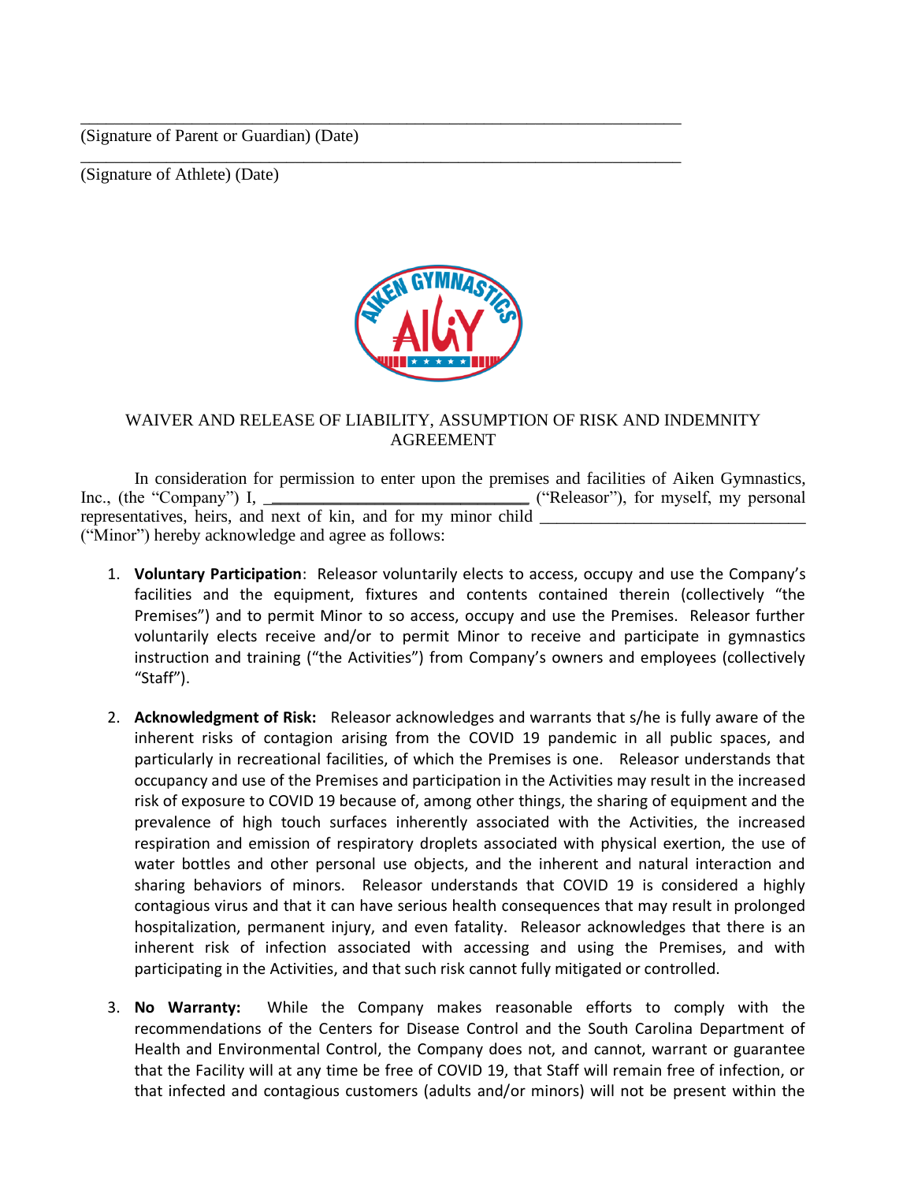_______________________________________________________________________

(Signature of Parent or Guardian) (Date)

_______________________________________________________________________

(Signature of Athlete) (Date)

WAIVER AND RELEASE OF LIABILITY, ASSUMPTION OF RISK AND INDEMNITY AGREEMENT

In consideration for permission to enter upon the premises and facilities of Aiken Gymnastics, Inc., (the "Company") I, ______________________________ ("Releasor"), for myself, my personal representatives, heirs, and next of kin, and for my minor child ______________________________ ("Minor") hereby acknowledge and agree as follows:

1. **Voluntary Participation**: Releasor voluntarily elects to access, occupy and use the Company's facilities and the equipment, fixtures and contents contained therein (collectively "the Premises") and to permit Minor to so access, occupy and use the Premises. Releasor further voluntarily elects receive and/or to permit Minor to receive and participate in gymnastics instruction and training ("the Activities") from Company's owners and employees (collectively "Staff").

2. **Acknowledgment of Risk:** Releasor acknowledges and warrants that s/he is fully aware of the inherent risks of contagion arising from the COVID 19 pandemic in all public spaces, and particularly in recreational facilities, of which the Premises is one. Releasor understands that occupancy and use of the Premises and participation in the Activities may result in the increased risk of exposure to COVID 19 because of, among other things, the sharing of equipment and the prevalence of high touch surfaces inherently associated with the Activities, the increased respiration and emission of respiratory droplets associated with physical exertion, the use of water bottles and other personal use objects, and the inherent and natural interaction and sharing behaviors of minors. Releasor understands that COVID 19 is considered a highly contagious virus and that it can have serious health consequences that may result in prolonged hospitalization, permanent injury, and even fatality. Releasor acknowledges that there is an inherent risk of infection associated with accessing and using the Premises, and with participating in the Activities, and that such risk cannot fully mitigated or controlled.

3. **No Warranty:** While the Company makes reasonable efforts to comply with the recommendations of the Centers for Disease Control and the South Carolina Department of Health and Environmental Control, the Company does not, and cannot, warrant or guarantee that the Facility will at any time be free of COVID 19, that Staff will remain free of infection, or that infected and contagious customers (adults and/or minors) will not be present within the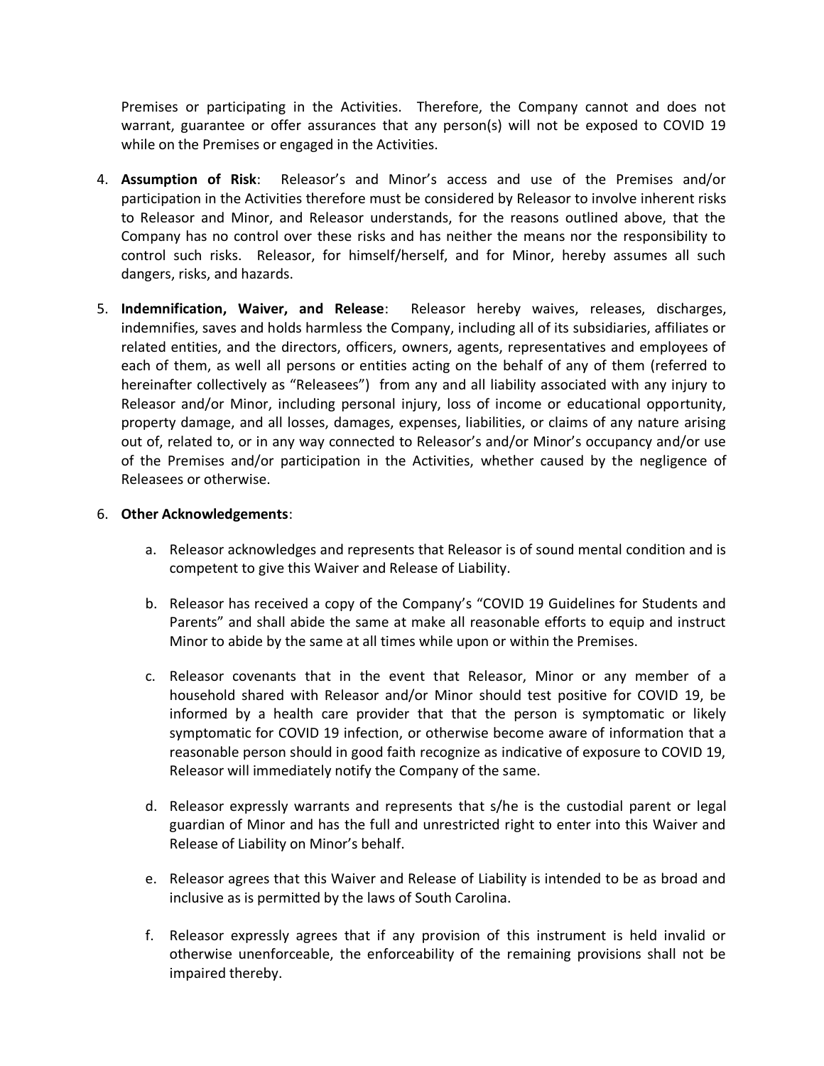Premises or participating in the Activities. Therefore, the Company cannot and does not warrant, guarantee or offer assurances that any person(s) will not be exposed to COVID 19 while on the Premises or engaged in the Activities.

4. **Assumption of Risk**: Releasor's and Minor's access and use of the Premises and/or participation in the Activities therefore must be considered by Releasor to involve inherent risks to Releasor and Minor, and Releasor understands, for the reasons outlined above, that the Company has no control over these risks and has neither the means nor the responsibility to control such risks. Releasor, for himself/herself, and for Minor, hereby assumes all such dangers, risks, and hazards.

5. **Indemnification, Waiver, and Release**: Releasor hereby waives, releases, discharges, indemnifies, saves and holds harmless the Company, including all of its subsidiaries, affiliates or related entities, and the directors, officers, owners, agents, representatives and employees of each of them, as well all persons or entities acting on the behalf of any of them (referred to hereinafter collectively as "Releasees") from any and all liability associated with any injury to Releasor and/or Minor, including personal injury, loss of income or educational opportunity, property damage, and all losses, damages, expenses, liabilities, or claims of any nature arising out of, related to, or in any way connected to Releasor's and/or Minor's occupancy and/or use of the Premises and/or participation in the Activities, whether caused by the negligence of Releasees or otherwise.

6. **Other Acknowledgements**:

   a. Releasor acknowledges and represents that Releasor is of sound mental condition and is competent to give this Waiver and Release of Liability.

   b. Releasor has received a copy of the Company's "COVID 19 Guidelines for Students and Parents" and shall abide the same at make all reasonable efforts to equip and instruct Minor to abide by the same at all times while upon or within the Premises.

   c. Releasor covenants that in the event that Releasor, Minor or any member of a household shared with Releasor and/or Minor should test positive for COVID 19, be informed by a health care provider that that the person is symptomatic or likely symptomatic for COVID 19 infection, or otherwise become aware of information that a reasonable person should in good faith recognize as indicative of exposure to COVID 19, Releasor will immediately notify the Company of the same.

   d. Releasor expressly warrants and represents that s/he is the custodial parent or legal guardian of Minor and has the full and unrestricted right to enter into this Waiver and Release of Liability on Minor's behalf.

   e. Releasor agrees that this Waiver and Release of Liability is intended to be as broad and inclusive as is permitted by the laws of South Carolina.

   f. Releasor expressly agrees that if any provision of this instrument is held invalid or otherwise unenforceable, the enforceability of the remaining provisions shall not be impaired thereby.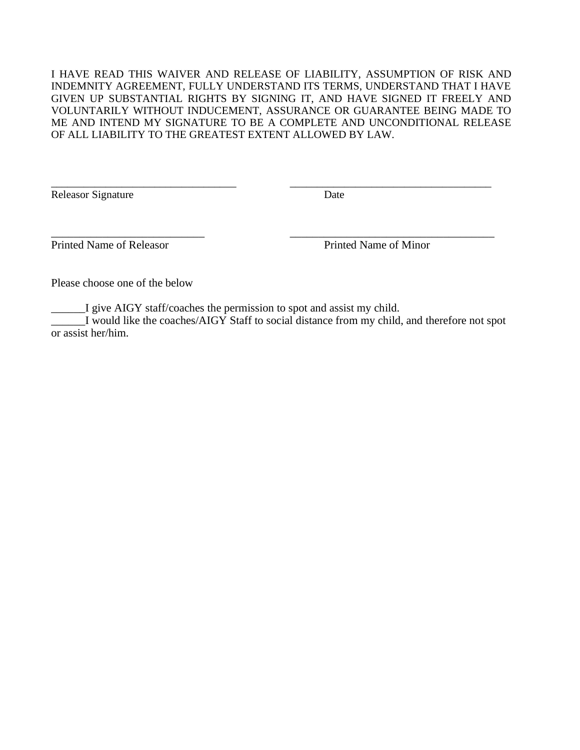I HAVE READ THIS WAIVER AND RELEASE OF LIABILITY, ASSUMPTION OF RISK AND INDEMNITY AGREEMENT, FULLY UNDERSTAND ITS TERMS, UNDERSTAND THAT I HAVE GIVEN UP SUBSTANTIAL RIGHTS BY SIGNING IT, AND HAVE SIGNED IT FREELY AND VOLUNTARILY WITHOUT INDUCEMENT, ASSURANCE OR GUARANTEE BEING MADE TO ME AND INTEND MY SIGNATURE TO BE A COMPLETE AND UNCONDITIONAL RELEASE OF ALL LIABILITY TO THE GREATEST EXTENT ALLOWED BY LAW.

__________________________________ __________________________________

Releasor Signature Date

__________________________________ __________________________________

Printed Name of Releasor Printed Name of Minor

Please choose one of the below

______I give AIGY staff/coaches the permission to spot and assist my child.

______I would like the coaches/AIGY Staff to social distance from my child, and therefore not spot or assist her/him.